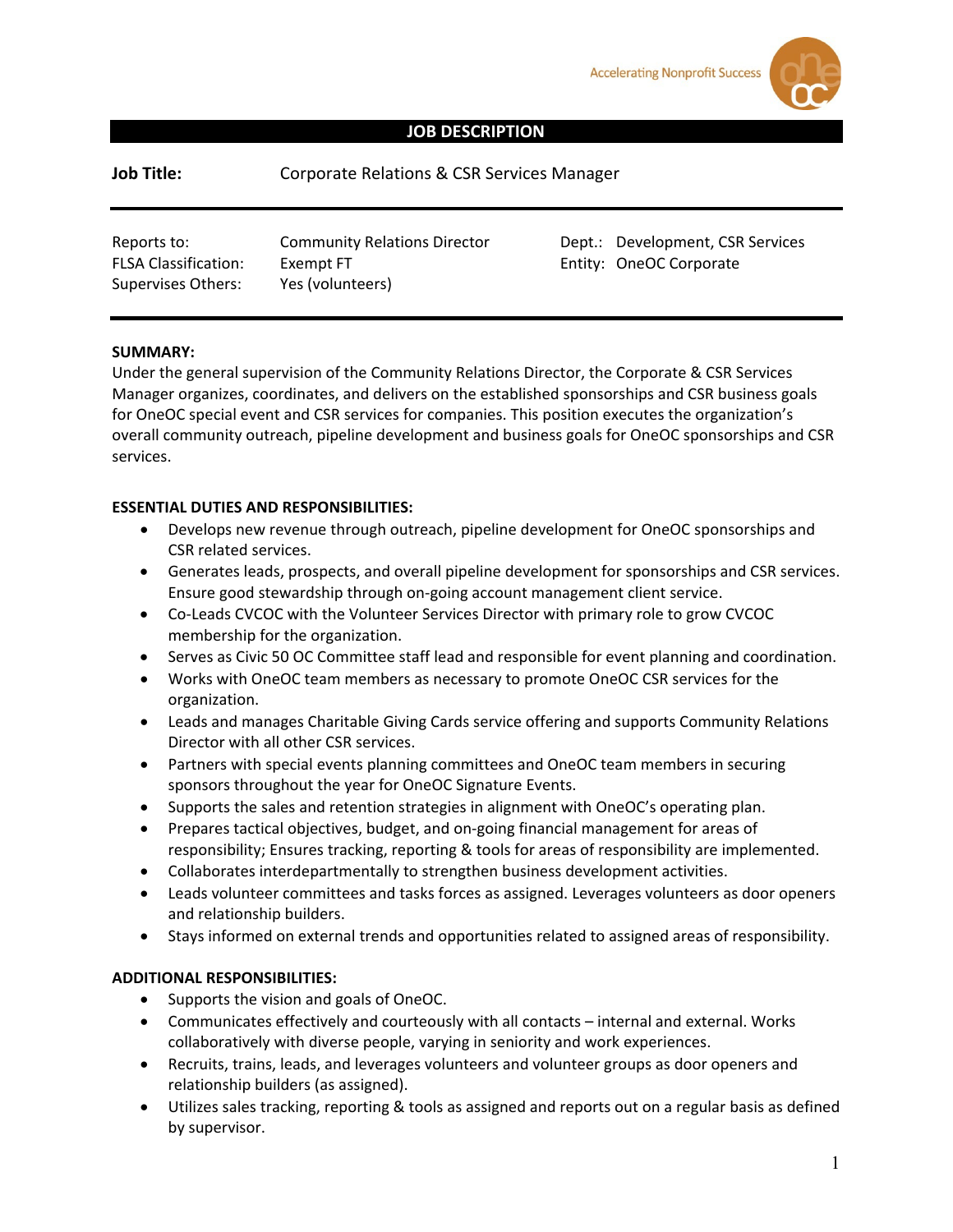Accelerating Nonprofit Success

# JOB DESCRIPTION

**Job Title:** Corporate Relations & CSR Services Manager

| | | | |
|---|---|---|---|
| Reports to: | Community Relations Director | Dept.: | Development, CSR Services |
| FLSA Classification: | Exempt FT | Entity: | OneOC Corporate |
| Supervises Others: | Yes (volunteers) | | |

**SUMMARY:**

Under the general supervision of the Community Relations Director, the Corporate & CSR Services Manager organizes, coordinates, and delivers on the established sponsorships and CSR business goals for OneOC special event and CSR services for companies. This position executes the organization's overall community outreach, pipeline development and business goals for OneOC sponsorships and CSR services.

**ESSENTIAL DUTIES AND RESPONSIBILITIES:**

- Develops new revenue through outreach, pipeline development for OneOC sponsorships and CSR related services.
- Generates leads, prospects, and overall pipeline development for sponsorships and CSR services. Ensure good stewardship through on-going account management client service.
- Co-Leads CVCOC with the Volunteer Services Director with primary role to grow CVCOC membership for the organization.
- Serves as Civic 50 OC Committee staff lead and responsible for event planning and coordination.
- Works with OneOC team members as necessary to promote OneOC CSR services for the organization.
- Leads and manages Charitable Giving Cards service offering and supports Community Relations Director with all other CSR services.
- Partners with special events planning committees and OneOC team members in securing sponsors throughout the year for OneOC Signature Events.
- Supports the sales and retention strategies in alignment with OneOC's operating plan.
- Prepares tactical objectives, budget, and on-going financial management for areas of responsibility; Ensures tracking, reporting & tools for areas of responsibility are implemented.
- Collaborates interdepartmentally to strengthen business development activities.
- Leads volunteer committees and tasks forces as assigned. Leverages volunteers as door openers and relationship builders.
- Stays informed on external trends and opportunities related to assigned areas of responsibility.

**ADDITIONAL RESPONSIBILITIES:**

- Supports the vision and goals of OneOC.
- Communicates effectively and courteously with all contacts – internal and external. Works collaboratively with diverse people, varying in seniority and work experiences.
- Recruits, trains, leads, and leverages volunteers and volunteer groups as door openers and relationship builders (as assigned).
- Utilizes sales tracking, reporting & tools as assigned and reports out on a regular basis as defined by supervisor.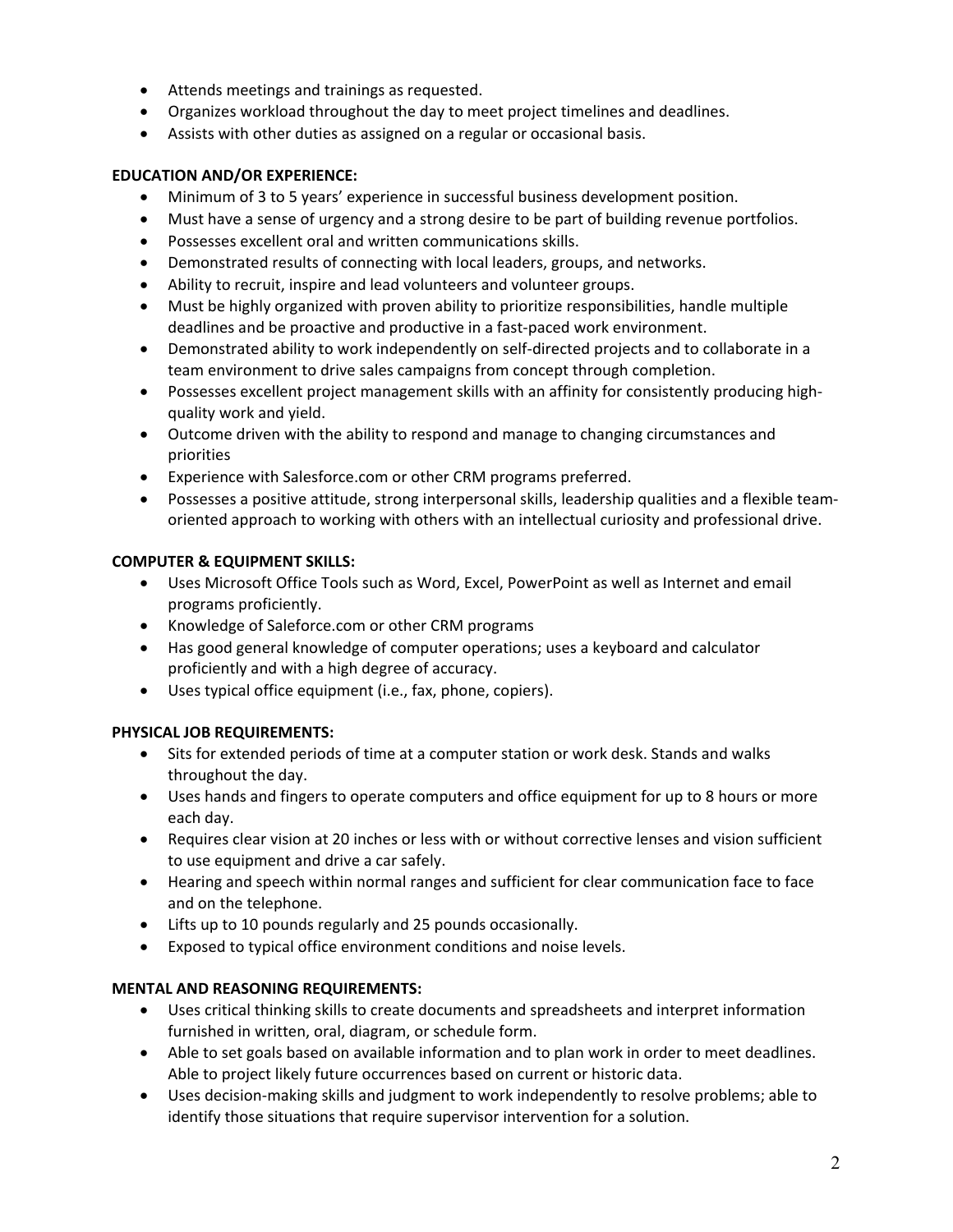- Attends meetings and trainings as requested.
- Organizes workload throughout the day to meet project timelines and deadlines.
- Assists with other duties as assigned on a regular or occasional basis.

**EDUCATION AND/OR EXPERIENCE:**

- Minimum of 3 to 5 years' experience in successful business development position.
- Must have a sense of urgency and a strong desire to be part of building revenue portfolios.
- Possesses excellent oral and written communications skills.
- Demonstrated results of connecting with local leaders, groups, and networks.
- Ability to recruit, inspire and lead volunteers and volunteer groups.
- Must be highly organized with proven ability to prioritize responsibilities, handle multiple deadlines and be proactive and productive in a fast-paced work environment.
- Demonstrated ability to work independently on self-directed projects and to collaborate in a team environment to drive sales campaigns from concept through completion.
- Possesses excellent project management skills with an affinity for consistently producing high-quality work and yield.
- Outcome driven with the ability to respond and manage to changing circumstances and priorities
- Experience with Salesforce.com or other CRM programs preferred.
- Possesses a positive attitude, strong interpersonal skills, leadership qualities and a flexible team-oriented approach to working with others with an intellectual curiosity and professional drive.

**COMPUTER & EQUIPMENT SKILLS:**

- Uses Microsoft Office Tools such as Word, Excel, PowerPoint as well as Internet and email programs proficiently.
- Knowledge of Saleforce.com or other CRM programs
- Has good general knowledge of computer operations; uses a keyboard and calculator proficiently and with a high degree of accuracy.
- Uses typical office equipment (i.e., fax, phone, copiers).

**PHYSICAL JOB REQUIREMENTS:**

- Sits for extended periods of time at a computer station or work desk. Stands and walks throughout the day.
- Uses hands and fingers to operate computers and office equipment for up to 8 hours or more each day.
- Requires clear vision at 20 inches or less with or without corrective lenses and vision sufficient to use equipment and drive a car safely.
- Hearing and speech within normal ranges and sufficient for clear communication face to face and on the telephone.
- Lifts up to 10 pounds regularly and 25 pounds occasionally.
- Exposed to typical office environment conditions and noise levels.

**MENTAL AND REASONING REQUIREMENTS:**

- Uses critical thinking skills to create documents and spreadsheets and interpret information furnished in written, oral, diagram, or schedule form.
- Able to set goals based on available information and to plan work in order to meet deadlines. Able to project likely future occurrences based on current or historic data.
- Uses decision-making skills and judgment to work independently to resolve problems; able to identify those situations that require supervisor intervention for a solution.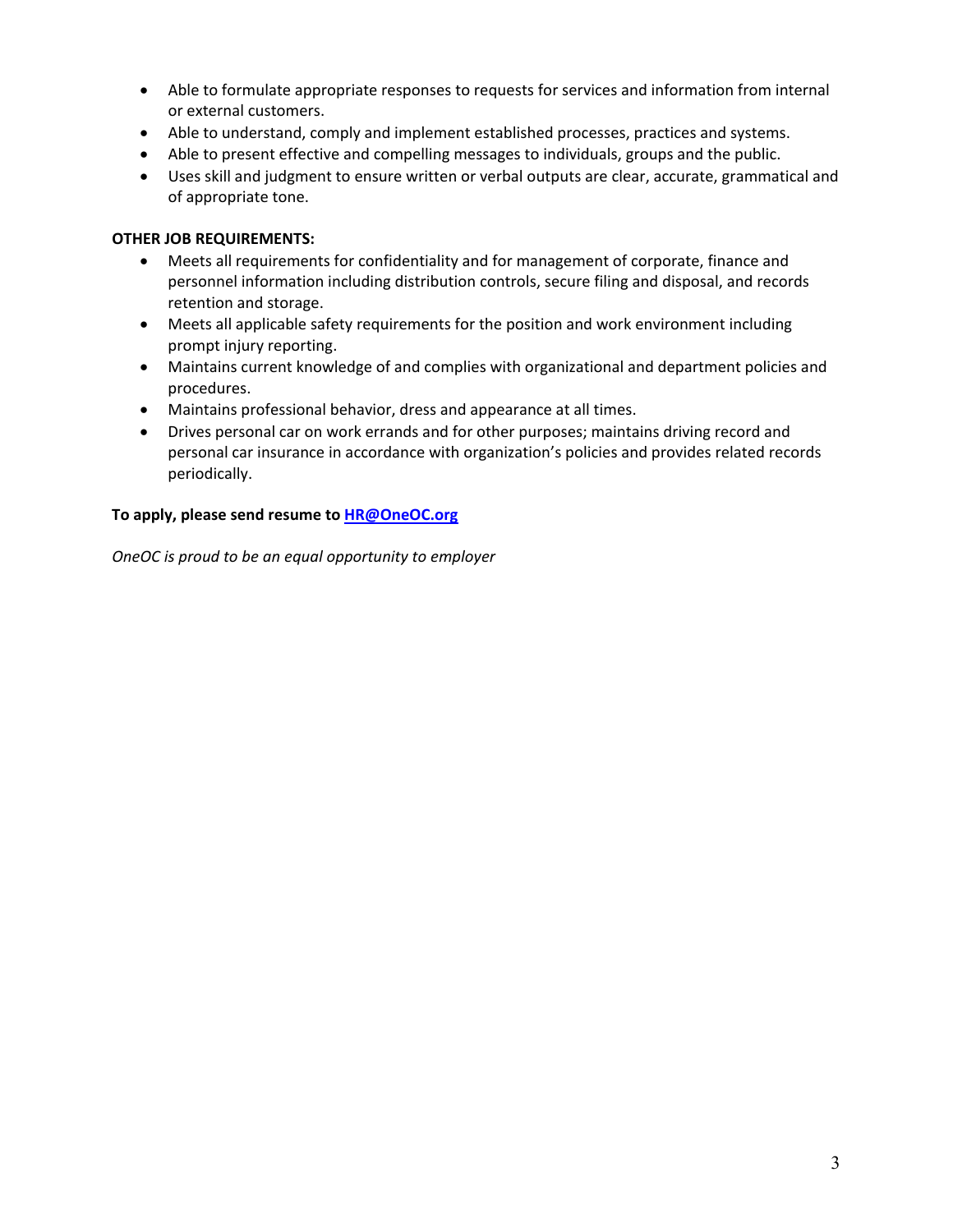- Able to formulate appropriate responses to requests for services and information from internal or external customers.
- Able to understand, comply and implement established processes, practices and systems.
- Able to present effective and compelling messages to individuals, groups and the public.
- Uses skill and judgment to ensure written or verbal outputs are clear, accurate, grammatical and of appropriate tone.

**OTHER JOB REQUIREMENTS:**

- Meets all requirements for confidentiality and for management of corporate, finance and personnel information including distribution controls, secure filing and disposal, and records retention and storage.
- Meets all applicable safety requirements for the position and work environment including prompt injury reporting.
- Maintains current knowledge of and complies with organizational and department policies and procedures.
- Maintains professional behavior, dress and appearance at all times.
- Drives personal car on work errands and for other purposes; maintains driving record and personal car insurance in accordance with organization's policies and provides related records periodically.

**To apply, please send resume to HR@OneOC.org**

*OneOC is proud to be an equal opportunity to employer*